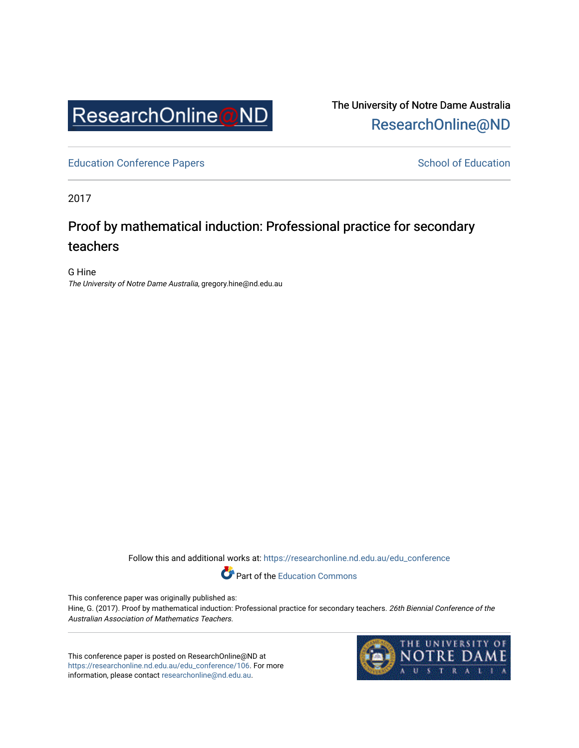The University of Notre Dame Australia
ResearchOnline@ND

Education Conference Papers

School of Education

2017

# Proof by mathematical induction: Professional practice for secondary teachers

G Hine
*The University of Notre Dame Australia*, gregory.hine@nd.edu.au

Follow this and additional works at: https://researchonline.nd.edu.au/edu_conference

Part of the Education Commons

This conference paper was originally published as:
Hine, G. (2017). Proof by mathematical induction: Professional practice for secondary teachers. *26th Biennial Conference of the Australian Association of Mathematics Teachers*.

This conference paper is posted on ResearchOnline@ND at https://researchonline.nd.edu.au/edu_conference/106. For more information, please contact researchonline@nd.edu.au.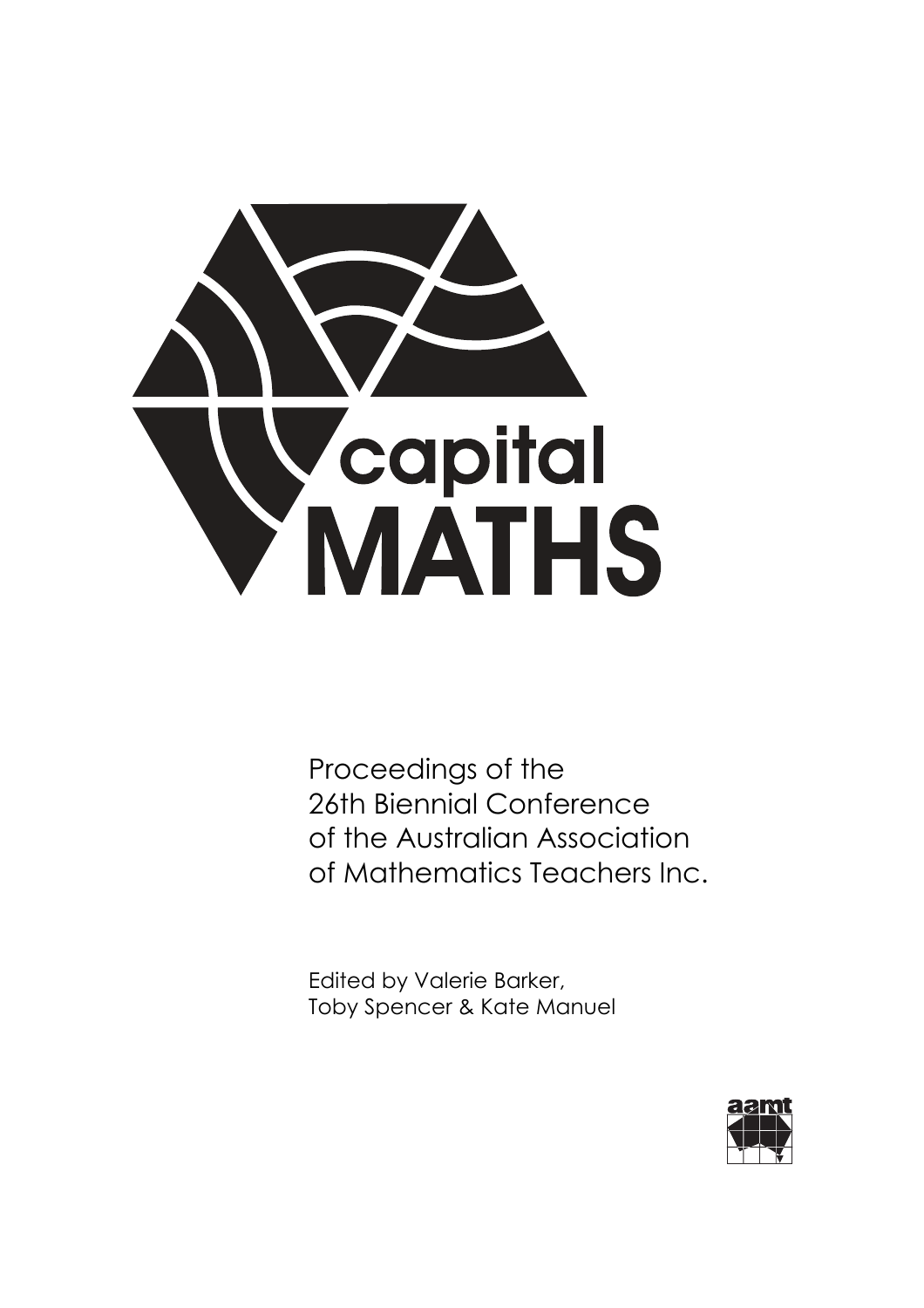capital MATHS

Proceedings of the
26th Biennial Conference
of the Australian Association
of Mathematics Teachers Inc.

Edited by Valerie Barker,
Toby Spencer & Kate Manuel

aamt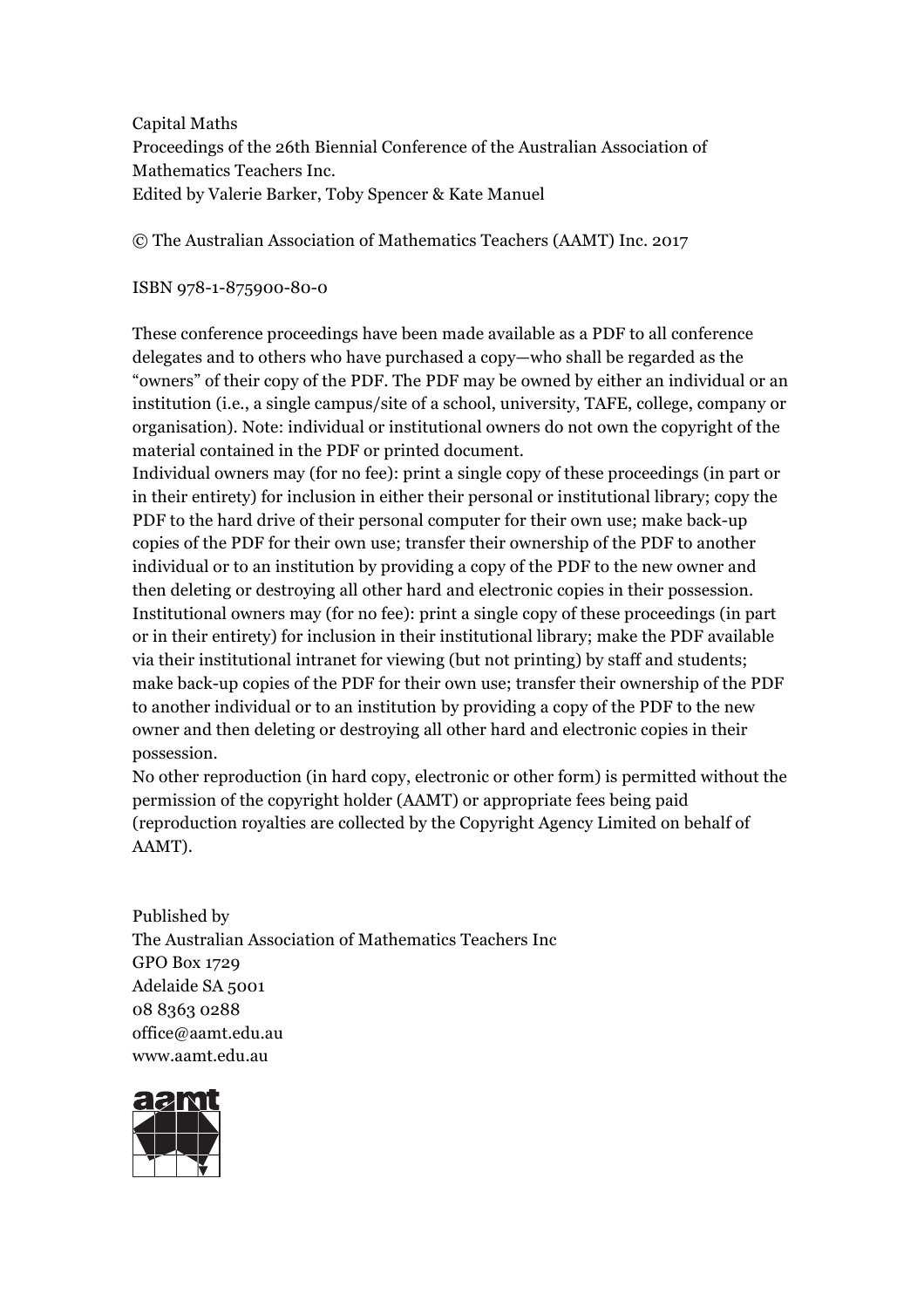Capital Maths
Proceedings of the 26th Biennial Conference of the Australian Association of Mathematics Teachers Inc.
Edited by Valerie Barker, Toby Spencer & Kate Manuel

© The Australian Association of Mathematics Teachers (AAMT) Inc. 2017

ISBN 978-1-875900-80-0

These conference proceedings have been made available as a PDF to all conference delegates and to others who have purchased a copy—who shall be regarded as the "owners" of their copy of the PDF. The PDF may be owned by either an individual or an institution (i.e., a single campus/site of a school, university, TAFE, college, company or organisation). Note: individual or institutional owners do not own the copyright of the material contained in the PDF or printed document.
Individual owners may (for no fee): print a single copy of these proceedings (in part or in their entirety) for inclusion in either their personal or institutional library; copy the PDF to the hard drive of their personal computer for their own use; make back-up copies of the PDF for their own use; transfer their ownership of the PDF to another individual or to an institution by providing a copy of the PDF to the new owner and then deleting or destroying all other hard and electronic copies in their possession.
Institutional owners may (for no fee): print a single copy of these proceedings (in part or in their entirety) for inclusion in their institutional library; make the PDF available via their institutional intranet for viewing (but not printing) by staff and students; make back-up copies of the PDF for their own use; transfer their ownership of the PDF to another individual or to an institution by providing a copy of the PDF to the new owner and then deleting or destroying all other hard and electronic copies in their possession.
No other reproduction (in hard copy, electronic or other form) is permitted without the permission of the copyright holder (AAMT) or appropriate fees being paid (reproduction royalties are collected by the Copyright Agency Limited on behalf of AAMT).

Published by
The Australian Association of Mathematics Teachers Inc
GPO Box 1729
Adelaide SA 5001
08 8363 0288
office@aamt.edu.au
www.aamt.edu.au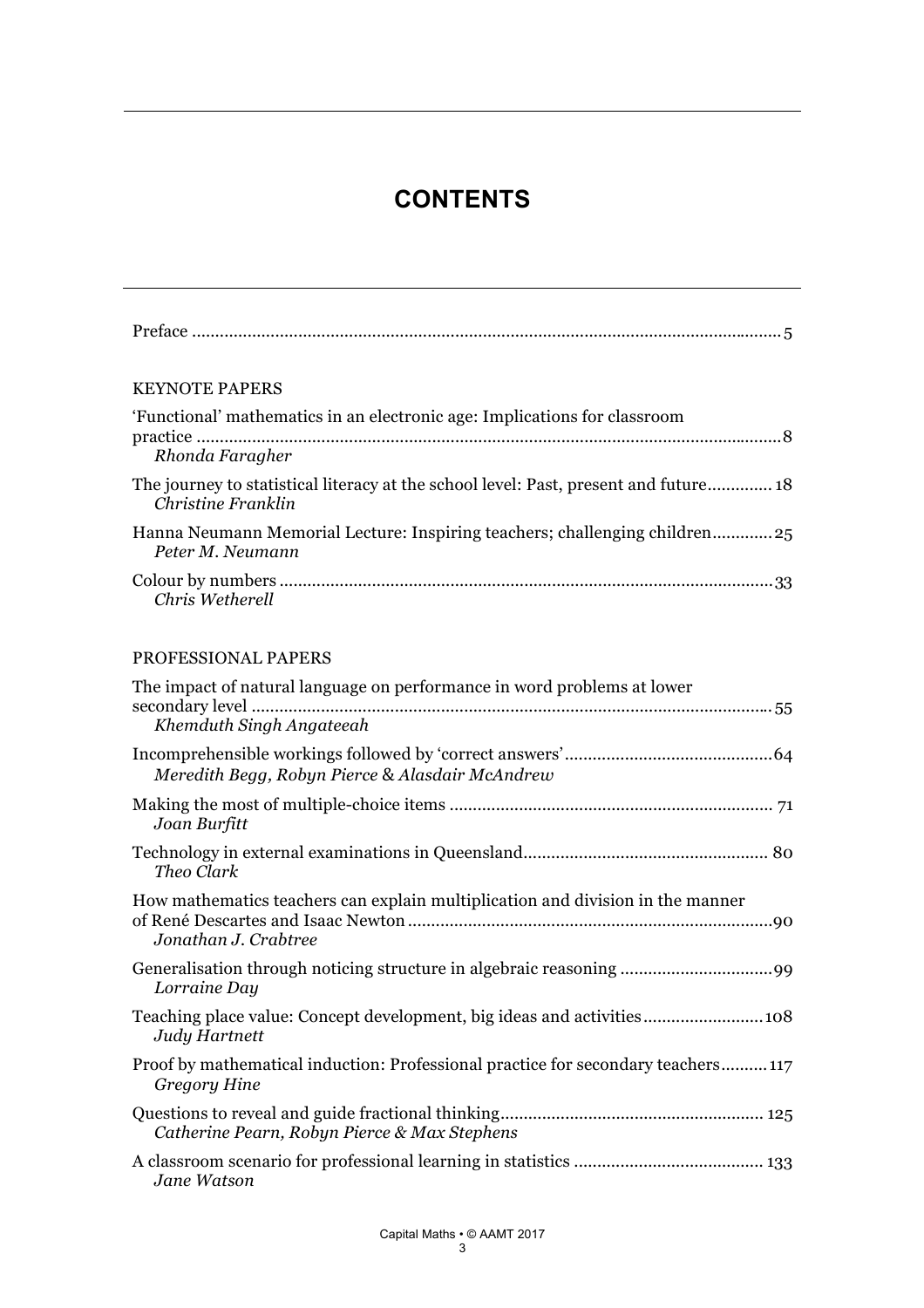# CONTENTS

Preface ........................................................................................................................ 5

KEYNOTE PAPERS

'Functional' mathematics in an electronic age: Implications for classroom practice ........................................................................................................................ 8
*Rhonda Faragher*

The journey to statistical literacy at the school level: Past, present and future............. 18
*Christine Franklin*

Hanna Neumann Memorial Lecture: Inspiring teachers; challenging children............ 25
*Peter M. Neumann*

Colour by numbers ........................................................................................................ 33
*Chris Wetherell*

PROFESSIONAL PAPERS

The impact of natural language on performance in word problems at lower secondary level ........................................................................................................... 55
*Khemduth Singh Angateeah*

Incomprehensible workings followed by 'correct answers' ........................................... 64
*Meredith Begg, Robyn Pierce & Alasdair McAndrew*

Making the most of multiple-choice items .................................................................... 71
*Joan Burfitt*

Technology in external examinations in Queensland.................................................... 80
*Theo Clark*

How mathematics teachers can explain multiplication and division in the manner of René Descartes and Isaac Newton ............................................................................ 90
*Jonathan J. Crabtree*

Generalisation through noticing structure in algebraic reasoning ................................ 99
*Lorraine Day*

Teaching place value: Concept development, big ideas and activities......................... 108
*Judy Hartnett*

Proof by mathematical induction: Professional practice for secondary teachers.......... 117
*Gregory Hine*

Questions to reveal and guide fractional thinking........................................................ 125
*Catherine Pearn, Robyn Pierce & Max Stephens*

A classroom scenario for professional learning in statistics ........................................ 133
*Jane Watson*

Capital Maths • © AAMT 2017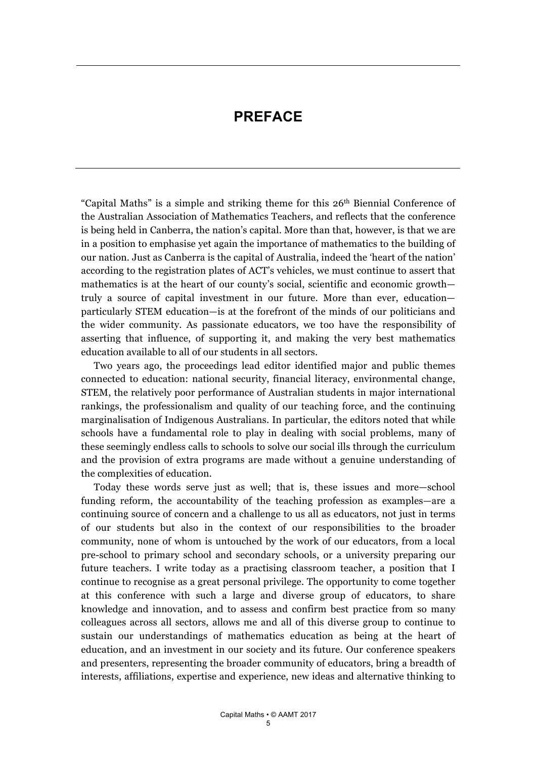# PREFACE

"Capital Maths" is a simple and striking theme for this 26th Biennial Conference of the Australian Association of Mathematics Teachers, and reflects that the conference is being held in Canberra, the nation's capital. More than that, however, is that we are in a position to emphasise yet again the importance of mathematics to the building of our nation. Just as Canberra is the capital of Australia, indeed the 'heart of the nation' according to the registration plates of ACT's vehicles, we must continue to assert that mathematics is at the heart of our county's social, scientific and economic growth—truly a source of capital investment in our future. More than ever, education—particularly STEM education—is at the forefront of the minds of our politicians and the wider community. As passionate educators, we too have the responsibility of asserting that influence, of supporting it, and making the very best mathematics education available to all of our students in all sectors.

Two years ago, the proceedings lead editor identified major and public themes connected to education: national security, financial literacy, environmental change, STEM, the relatively poor performance of Australian students in major international rankings, the professionalism and quality of our teaching force, and the continuing marginalisation of Indigenous Australians. In particular, the editors noted that while schools have a fundamental role to play in dealing with social problems, many of these seemingly endless calls to schools to solve our social ills through the curriculum and the provision of extra programs are made without a genuine understanding of the complexities of education.

Today these words serve just as well; that is, these issues and more—school funding reform, the accountability of the teaching profession as examples—are a continuing source of concern and a challenge to us all as educators, not just in terms of our students but also in the context of our responsibilities to the broader community, none of whom is untouched by the work of our educators, from a local pre-school to primary school and secondary schools, or a university preparing our future teachers. I write today as a practising classroom teacher, a position that I continue to recognise as a great personal privilege. The opportunity to come together at this conference with such a large and diverse group of educators, to share knowledge and innovation, and to assess and confirm best practice from so many colleagues across all sectors, allows me and all of this diverse group to continue to sustain our understandings of mathematics education as being at the heart of education, and an investment in our society and its future. Our conference speakers and presenters, representing the broader community of educators, bring a breadth of interests, affiliations, expertise and experience, new ideas and alternative thinking to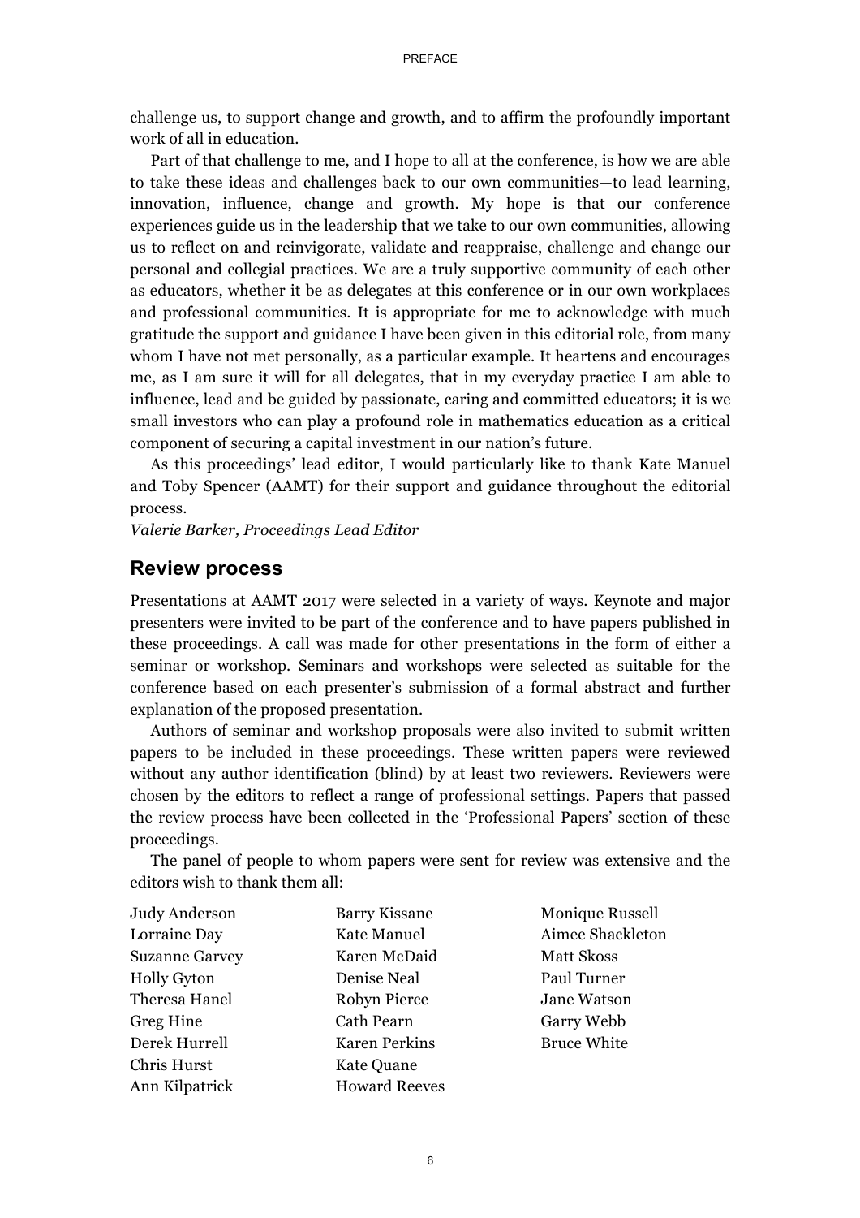challenge us, to support change and growth, and to affirm the profoundly important work of all in education.

Part of that challenge to me, and I hope to all at the conference, is how we are able to take these ideas and challenges back to our own communities—to lead learning, innovation, influence, change and growth. My hope is that our conference experiences guide us in the leadership that we take to our own communities, allowing us to reflect on and reinvigorate, validate and reappraise, challenge and change our personal and collegial practices. We are a truly supportive community of each other as educators, whether it be as delegates at this conference or in our own workplaces and professional communities. It is appropriate for me to acknowledge with much gratitude the support and guidance I have been given in this editorial role, from many whom I have not met personally, as a particular example. It heartens and encourages me, as I am sure it will for all delegates, that in my everyday practice I am able to influence, lead and be guided by passionate, caring and committed educators; it is we small investors who can play a profound role in mathematics education as a critical component of securing a capital investment in our nation's future.

As this proceedings' lead editor, I would particularly like to thank Kate Manuel and Toby Spencer (AAMT) for their support and guidance throughout the editorial process.

*Valerie Barker, Proceedings Lead Editor*

## Review process

Presentations at AAMT 2017 were selected in a variety of ways. Keynote and major presenters were invited to be part of the conference and to have papers published in these proceedings. A call was made for other presentations in the form of either a seminar or workshop. Seminars and workshops were selected as suitable for the conference based on each presenter's submission of a formal abstract and further explanation of the proposed presentation.

Authors of seminar and workshop proposals were also invited to submit written papers to be included in these proceedings. These written papers were reviewed without any author identification (blind) by at least two reviewers. Reviewers were chosen by the editors to reflect a range of professional settings. Papers that passed the review process have been collected in the 'Professional Papers' section of these proceedings.

The panel of people to whom papers were sent for review was extensive and the editors wish to thank them all:

Judy Anderson
Lorraine Day
Suzanne Garvey
Holly Gyton
Theresa Hanel
Greg Hine
Derek Hurrell
Chris Hurst
Ann Kilpatrick
Barry Kissane
Kate Manuel
Karen McDaid
Denise Neal
Robyn Pierce
Cath Pearn
Karen Perkins
Kate Quane
Howard Reeves
Monique Russell
Aimee Shackleton
Matt Skoss
Paul Turner
Jane Watson
Garry Webb
Bruce White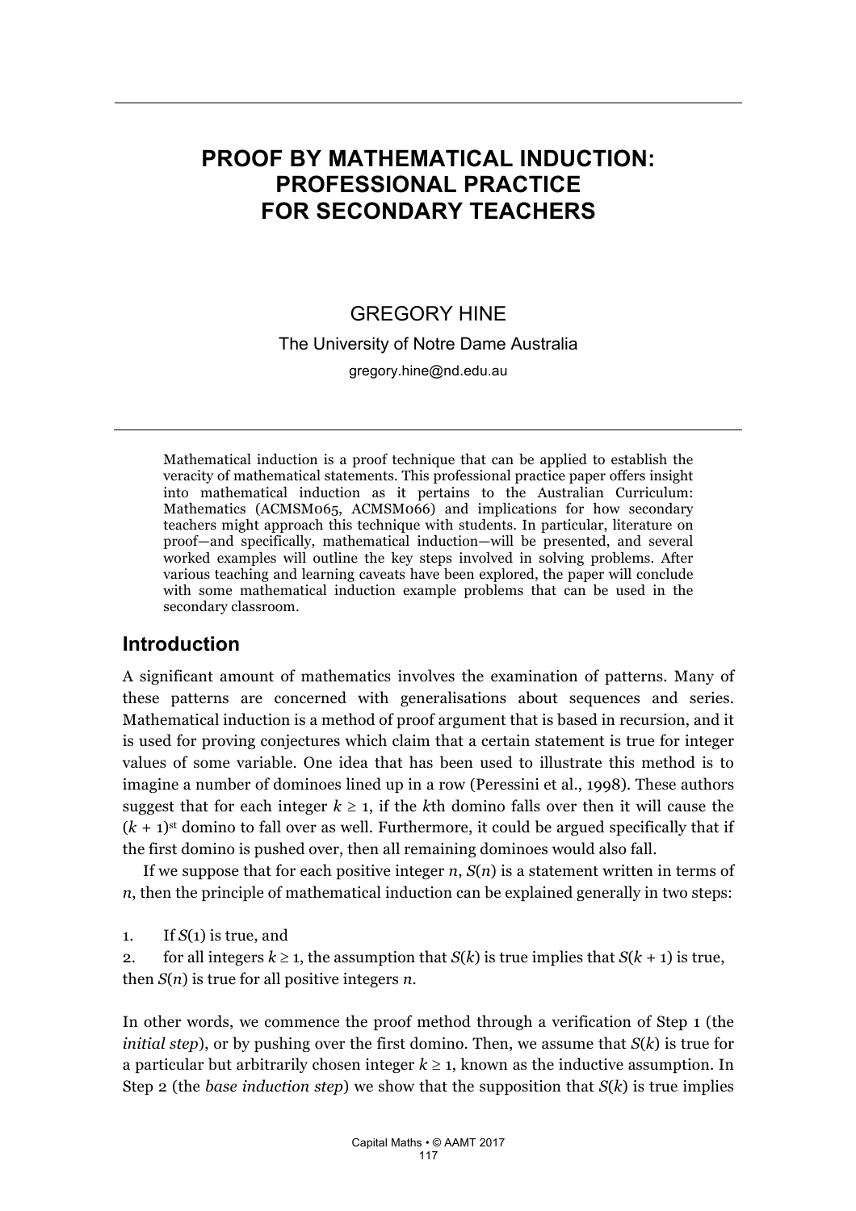# PROOF BY MATHEMATICAL INDUCTION: PROFESSIONAL PRACTICE FOR SECONDARY TEACHERS

GREGORY HINE

The University of Notre Dame Australia

gregory.hine@nd.edu.au

Mathematical induction is a proof technique that can be applied to establish the veracity of mathematical statements. This professional practice paper offers insight into mathematical induction as it pertains to the Australian Curriculum: Mathematics (ACMSM065, ACMSM066) and implications for how secondary teachers might approach this technique with students. In particular, literature on proof—and specifically, mathematical induction—will be presented, and several worked examples will outline the key steps involved in solving problems. After various teaching and learning caveats have been explored, the paper will conclude with some mathematical induction example problems that can be used in the secondary classroom.

## Introduction

A significant amount of mathematics involves the examination of patterns. Many of these patterns are concerned with generalisations about sequences and series. Mathematical induction is a method of proof argument that is based in recursion, and it is used for proving conjectures which claim that a certain statement is true for integer values of some variable. One idea that has been used to illustrate this method is to imagine a number of dominoes lined up in a row (Peressini et al., 1998). These authors suggest that for each integer $k \geq 1$, if the $k$th domino falls over then it will cause the $(k + 1)^{st}$ domino to fall over as well. Furthermore, it could be argued specifically that if the first domino is pushed over, then all remaining dominoes would also fall.

If we suppose that for each positive integer $n$, $S(n)$ is a statement written in terms of $n$, then the principle of mathematical induction can be explained generally in two steps:

1. If $S(1)$ is true, and
2. for all integers $k \geq 1$, the assumption that $S(k)$ is true implies that $S(k + 1)$ is true,

then $S(n)$ is true for all positive integers $n$.

In other words, we commence the proof method through a verification of Step 1 (the *initial step*), or by pushing over the first domino. Then, we assume that $S(k)$ is true for a particular but arbitrarily chosen integer $k \geq 1$, known as the inductive assumption. In Step 2 (the *base induction step*) we show that the supposition that $S(k)$ is true implies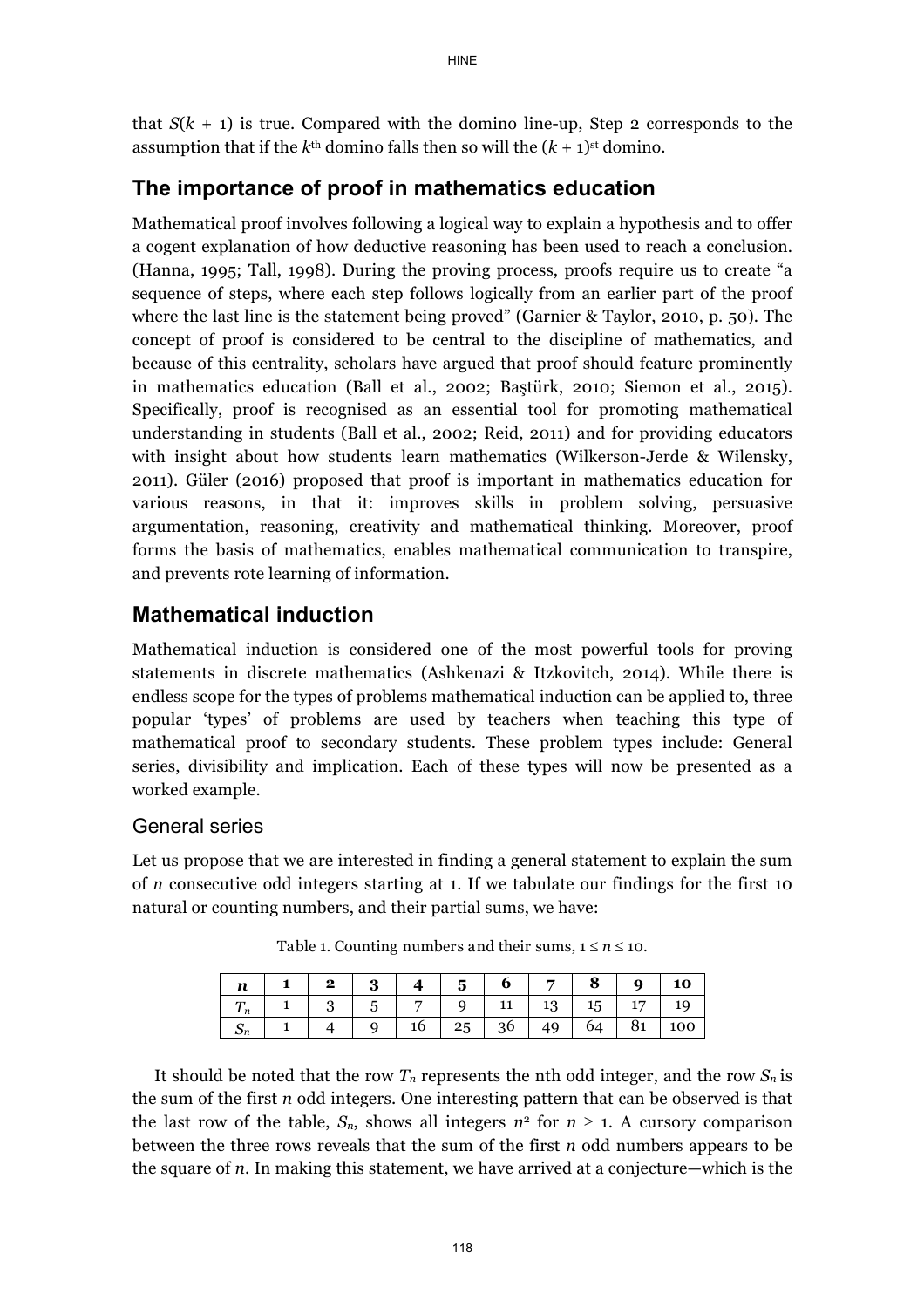that $S(k + 1)$ is true. Compared with the domino line-up, Step 2 corresponds to the assumption that if the $k^{th}$ domino falls then so will the $(k + 1)^{st}$ domino.

## The importance of proof in mathematics education

Mathematical proof involves following a logical way to explain a hypothesis and to offer a cogent explanation of how deductive reasoning has been used to reach a conclusion. (Hanna, 1995; Tall, 1998). During the proving process, proofs require us to create "a sequence of steps, where each step follows logically from an earlier part of the proof where the last line is the statement being proved" (Garnier & Taylor, 2010, p. 50). The concept of proof is considered to be central to the discipline of mathematics, and because of this centrality, scholars have argued that proof should feature prominently in mathematics education (Ball et al., 2002; Baştürk, 2010; Siemon et al., 2015). Specifically, proof is recognised as an essential tool for promoting mathematical understanding in students (Ball et al., 2002; Reid, 2011) and for providing educators with insight about how students learn mathematics (Wilkerson-Jerde & Wilensky, 2011). Güler (2016) proposed that proof is important in mathematics education for various reasons, in that it: improves skills in problem solving, persuasive argumentation, reasoning, creativity and mathematical thinking. Moreover, proof forms the basis of mathematics, enables mathematical communication to transpire, and prevents rote learning of information.

## Mathematical induction

Mathematical induction is considered one of the most powerful tools for proving statements in discrete mathematics (Ashkenazi & Itzkovitch, 2014). While there is endless scope for the types of problems mathematical induction can be applied to, three popular 'types' of problems are used by teachers when teaching this type of mathematical proof to secondary students. These problem types include: General series, divisibility and implication. Each of these types will now be presented as a worked example.

### General series

Let us propose that we are interested in finding a general statement to explain the sum of $n$ consecutive odd integers starting at 1. If we tabulate our findings for the first 10 natural or counting numbers, and their partial sums, we have:

Table 1. Counting numbers and their sums, $1 \leq n \leq 10$.

| $n$ | 1 | 2 | 3 | 4 | 5 | 6 | 7 | 8 | 9 | 10 |
|---|---|---|---|---|---|---|---|---|---|---|
| $T_n$ | 1 | 3 | 5 | 7 | 9 | 11 | 13 | 15 | 17 | 19 |
| $S_n$ | 1 | 4 | 9 | 16 | 25 | 36 | 49 | 64 | 81 | 100 |

It should be noted that the row $T_n$ represents the nth odd integer, and the row $S_n$ is the sum of the first $n$ odd integers. One interesting pattern that can be observed is that the last row of the table, $S_n$, shows all integers $n^2$ for $n \geq 1$. A cursory comparison between the three rows reveals that the sum of the first $n$ odd numbers appears to be the square of $n$. In making this statement, we have arrived at a conjecture—which is the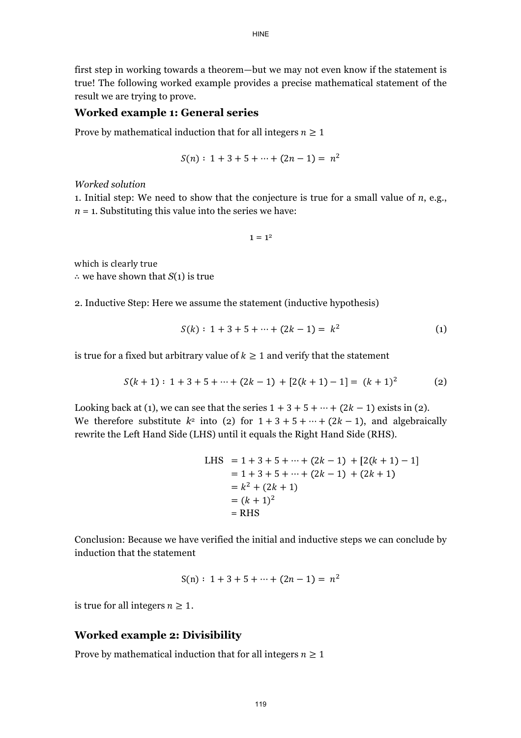first step in working towards a theorem—but we may not even know if the statement is true! The following worked example provides a precise mathematical statement of the result we are trying to prove.

### Worked example 1: General series

Prove by mathematical induction that for all integers $n \geq 1$

$$S(n) :\ 1 + 3 + 5 + \cdots + (2n - 1) = n^2$$

*Worked solution*

1. Initial step: We need to show that the conjecture is true for a small value of $n$, e.g., $n = 1$. Substituting this value into the series we have:

$$1 = 1^2$$

which is clearly true
∴ we have shown that $S(1)$ is true

2. Inductive Step: Here we assume the statement (inductive hypothesis)

$$S(k) :\ 1 + 3 + 5 + \cdots + (2k - 1) = k^2 \qquad (1)$$

is true for a fixed but arbitrary value of $k \geq 1$ and verify that the statement

$$S(k+1) :\ 1 + 3 + 5 + \cdots + (2k - 1) + [2(k + 1) - 1] = (k + 1)^2 \qquad (2)$$

Looking back at (1), we can see that the series $1 + 3 + 5 + \cdots + (2k - 1)$ exists in (2). We therefore substitute $k^2$ into (2) for $1 + 3 + 5 + \cdots + (2k - 1)$, and algebraically rewrite the Left Hand Side (LHS) until it equals the Right Hand Side (RHS).

$$\begin{aligned}
\text{LHS} &= 1 + 3 + 5 + \cdots + (2k - 1) + [2(k + 1) - 1] \\
&= 1 + 3 + 5 + \cdots + (2k - 1) + (2k + 1) \\
&= k^2 + (2k + 1) \\
&= (k + 1)^2 \\
&= \text{RHS}
\end{aligned}$$

Conclusion: Because we have verified the initial and inductive steps we can conclude by induction that the statement

$$\text{S(n)} :\ 1 + 3 + 5 + \cdots + (2n - 1) = n^2$$

is true for all integers $n \geq 1$.

### Worked example 2: Divisibility

Prove by mathematical induction that for all integers $n \geq 1$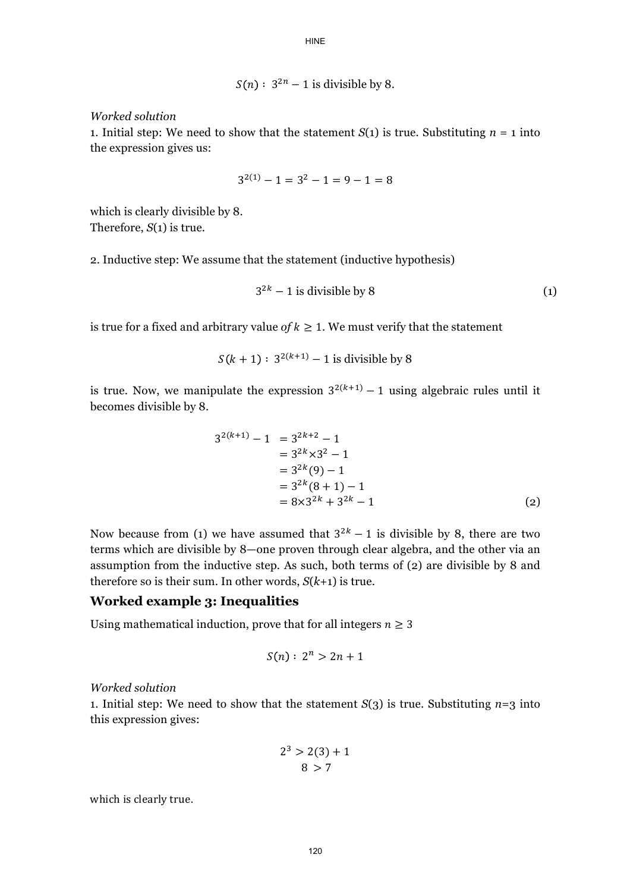$$S(n): \ 3^{2n} - 1 \text{ is divisible by } 8.$$

*Worked solution*

1. Initial step: We need to show that the statement $S(1)$ is true. Substituting $n = 1$ into the expression gives us:

$$3^{2(1)} - 1 = 3^2 - 1 = 9 - 1 = 8$$

which is clearly divisible by 8.
Therefore, $S(1)$ is true.

2. Inductive step: We assume that the statement (inductive hypothesis)

$$3^{2k} - 1 \text{ is divisible by } 8 \tag{1}$$

is true for a fixed and arbitrary value *of* $k \geq 1$. We must verify that the statement

$$S(k+1): \ 3^{2(k+1)} - 1 \text{ is divisible by } 8$$

is true. Now, we manipulate the expression $3^{2(k+1)} - 1$ using algebraic rules until it becomes divisible by 8.

$$\begin{aligned}
3^{2(k+1)} - 1 &= 3^{2k+2} - 1 \\
&= 3^{2k} \times 3^2 - 1 \\
&= 3^{2k}(9) - 1 \\
&= 3^{2k}(8+1) - 1 \\
&= 8 \times 3^{2k} + 3^{2k} - 1
\end{aligned} \tag{2}$$

Now because from (1) we have assumed that $3^{2k} - 1$ is divisible by 8, there are two terms which are divisible by 8—one proven through clear algebra, and the other via an assumption from the inductive step. As such, both terms of (2) are divisible by 8 and therefore so is their sum. In other words, $S(k+1)$ is true.

## Worked example 3: Inequalities

Using mathematical induction, prove that for all integers $n \geq 3$

$$S(n): \ 2^n > 2n + 1$$

*Worked solution*

1. Initial step: We need to show that the statement $S(3)$ is true. Substituting $n=3$ into this expression gives:

$$\begin{aligned}
2^3 &> 2(3) + 1 \\
8 &> 7
\end{aligned}$$

which is clearly true.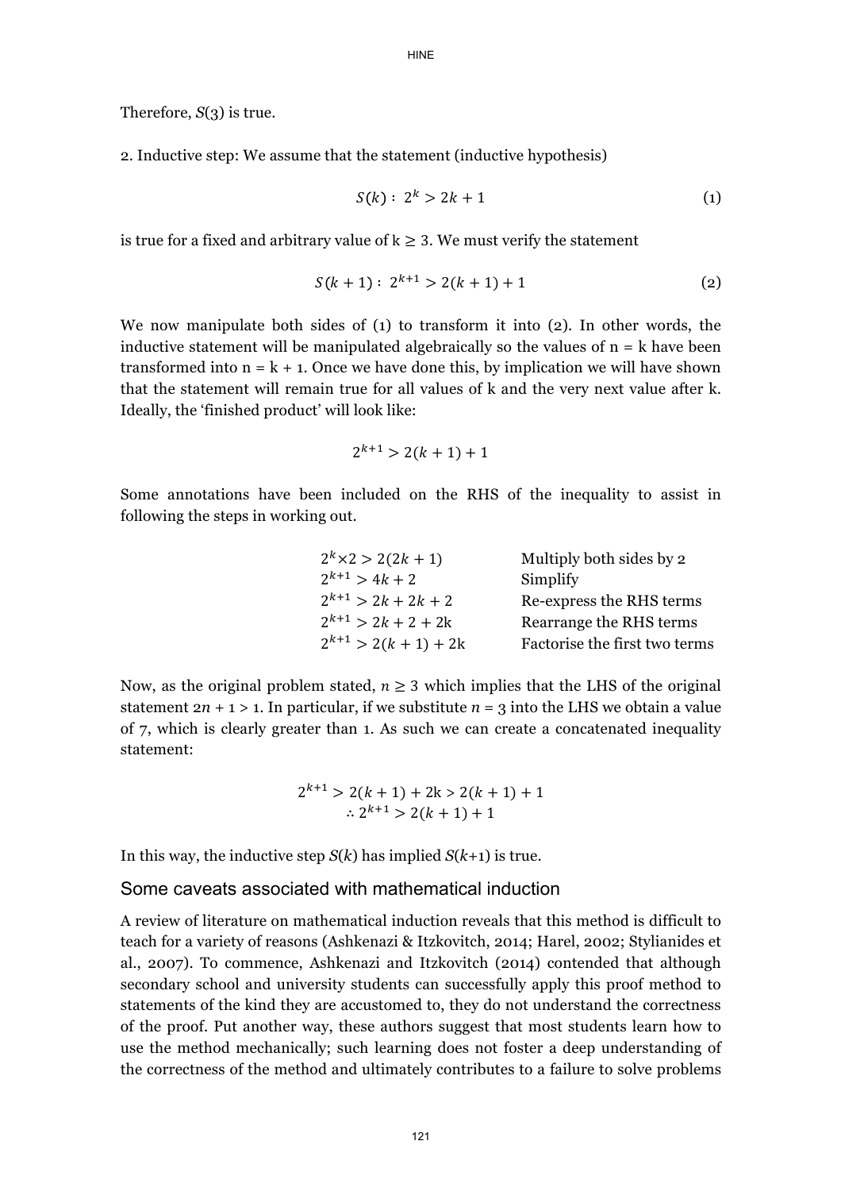Therefore, $S(3)$ is true.

2. Inductive step: We assume that the statement (inductive hypothesis)

$$S(k): \ 2^k > 2k + 1 \tag{1}$$

is true for a fixed and arbitrary value of $k \geq 3$. We must verify the statement

$$S(k+1): \ 2^{k+1} > 2(k+1) + 1 \tag{2}$$

We now manipulate both sides of (1) to transform it into (2). In other words, the inductive statement will be manipulated algebraically so the values of $n = k$ have been transformed into $n = k + 1$. Once we have done this, by implication we will have shown that the statement will remain true for all values of k and the very next value after k. Ideally, the 'finished product' will look like:

$$2^{k+1} > 2(k+1) + 1$$

Some annotations have been included on the RHS of the inequality to assist in following the steps in working out.

| | |
|---|---|
| $2^k \times 2 > 2(2k+1)$ | Multiply both sides by 2 |
| $2^{k+1} > 4k + 2$ | Simplify |
| $2^{k+1} > 2k + 2k + 2$ | Re-express the RHS terms |
| $2^{k+1} > 2k + 2 + 2k$ | Rearrange the RHS terms |
| $2^{k+1} > 2(k+1) + 2k$ | Factorise the first two terms |

Now, as the original problem stated, $n \geq 3$ which implies that the LHS of the original statement $2n + 1 > 1$. In particular, if we substitute $n = 3$ into the LHS we obtain a value of 7, which is clearly greater than 1. As such we can create a concatenated inequality statement:

$$2^{k+1} > 2(k+1) + 2k > 2(k+1) + 1$$
$$\therefore 2^{k+1} > 2(k+1) + 1$$

In this way, the inductive step $S(k)$ has implied $S(k+1)$ is true.

## Some caveats associated with mathematical induction

A review of literature on mathematical induction reveals that this method is difficult to teach for a variety of reasons (Ashkenazi & Itzkovitch, 2014; Harel, 2002; Stylianides et al., 2007). To commence, Ashkenazi and Itzkovitch (2014) contended that although secondary school and university students can successfully apply this proof method to statements of the kind they are accustomed to, they do not understand the correctness of the proof. Put another way, these authors suggest that most students learn how to use the method mechanically; such learning does not foster a deep understanding of the correctness of the method and ultimately contributes to a failure to solve problems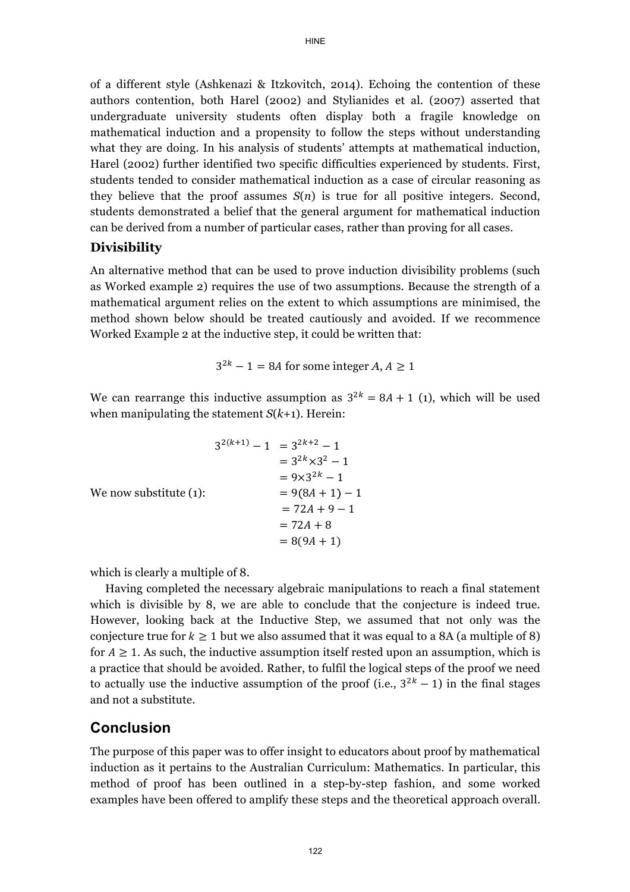of a different style (Ashkenazi & Itzkovitch, 2014). Echoing the contention of these authors contention, both Harel (2002) and Stylianides et al. (2007) asserted that undergraduate university students often display both a fragile knowledge on mathematical induction and a propensity to follow the steps without understanding what they are doing. In his analysis of students' attempts at mathematical induction, Harel (2002) further identified two specific difficulties experienced by students. First, students tended to consider mathematical induction as a case of circular reasoning as they believe that the proof assumes $S(n)$ is true for all positive integers. Second, students demonstrated a belief that the general argument for mathematical induction can be derived from a number of particular cases, rather than proving for all cases.

### Divisibility

An alternative method that can be used to prove induction divisibility problems (such as Worked example 2) requires the use of two assumptions. Because the strength of a mathematical argument relies on the extent to which assumptions are minimised, the method shown below should be treated cautiously and avoided. If we recommence Worked Example 2 at the inductive step, it could be written that:

$$3^{2k} - 1 = 8A \text{ for some integer } A, A \geq 1$$

We can rearrange this inductive assumption as $3^{2k} = 8A + 1$ (1), which will be used when manipulating the statement $S(k+1)$. Herein:

$$
\begin{aligned}
3^{2(k+1)} - 1 &= 3^{2k+2} - 1 \\
&= 3^{2k} \times 3^2 - 1 \\
&= 9 \times 3^{2k} - 1 \\
\text{We now substitute (1):} \quad &= 9(8A + 1) - 1 \\
&= 72A + 9 - 1 \\
&= 72A + 8 \\
&= 8(9A + 1)
\end{aligned}
$$

which is clearly a multiple of 8.

Having completed the necessary algebraic manipulations to reach a final statement which is divisible by 8, we are able to conclude that the conjecture is indeed true. However, looking back at the Inductive Step, we assumed that not only was the conjecture true for $k \geq 1$ but we also assumed that it was equal to a 8A (a multiple of 8) for $A \geq 1$. As such, the inductive assumption itself rested upon an assumption, which is a practice that should be avoided. Rather, to fulfil the logical steps of the proof we need to actually use the inductive assumption of the proof (i.e., $3^{2k} - 1$) in the final stages and not a substitute.

## Conclusion

The purpose of this paper was to offer insight to educators about proof by mathematical induction as it pertains to the Australian Curriculum: Mathematics. In particular, this method of proof has been outlined in a step-by-step fashion, and some worked examples have been offered to amplify these steps and the theoretical approach overall.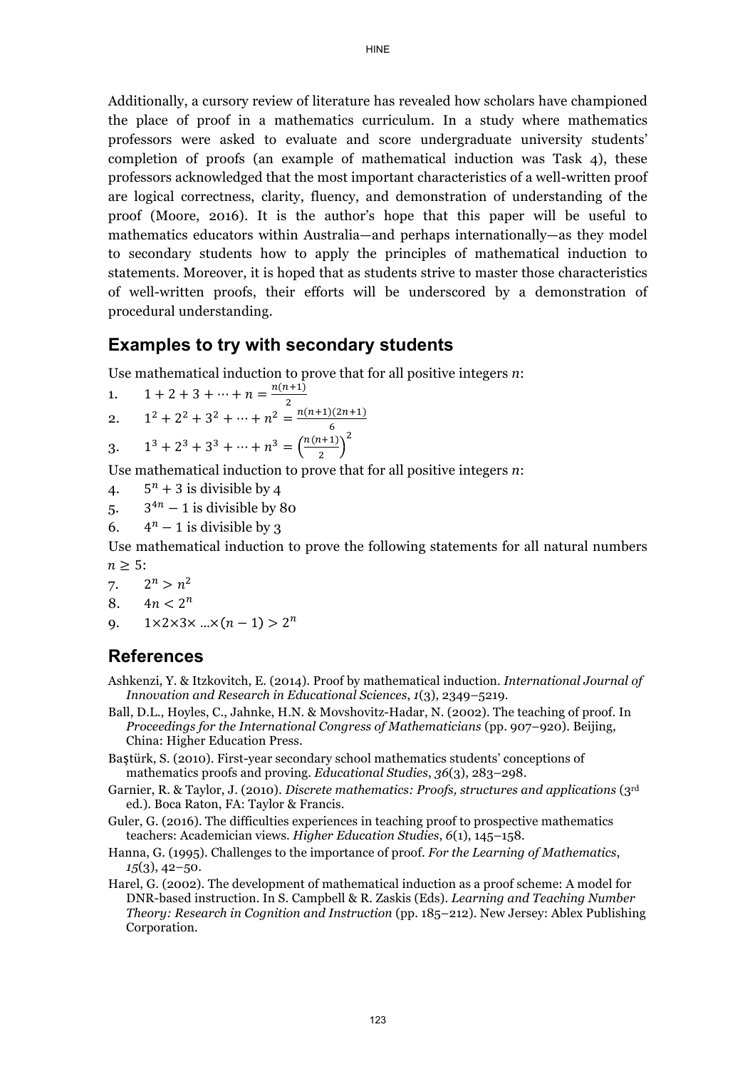Additionally, a cursory review of literature has revealed how scholars have championed the place of proof in a mathematics curriculum. In a study where mathematics professors were asked to evaluate and score undergraduate university students' completion of proofs (an example of mathematical induction was Task 4), these professors acknowledged that the most important characteristics of a well-written proof are logical correctness, clarity, fluency, and demonstration of understanding of the proof (Moore, 2016). It is the author's hope that this paper will be useful to mathematics educators within Australia—and perhaps internationally—as they model to secondary students how to apply the principles of mathematical induction to statements. Moreover, it is hoped that as students strive to master those characteristics of well-written proofs, their efforts will be underscored by a demonstration of procedural understanding.

## Examples to try with secondary students

Use mathematical induction to prove that for all positive integers $n$:

1. $1 + 2 + 3 + \cdots + n = \frac{n(n+1)}{2}$
2. $1^2 + 2^2 + 3^2 + \cdots + n^2 = \frac{n(n+1)(2n+1)}{6}$
3. $1^3 + 2^3 + 3^3 + \cdots + n^3 = \left(\frac{n(n+1)}{2}\right)^2$

Use mathematical induction to prove that for all positive integers $n$:

4. $5^n + 3$ is divisible by 4
5. $3^{4n} - 1$ is divisible by 80
6. $4^n - 1$ is divisible by 3

Use mathematical induction to prove the following statements for all natural numbers $n \geq 5$:

7. $2^n > n^2$
8. $4n < 2^n$
9. $1 \times 2 \times 3 \times \ldots \times (n-1) > 2^n$

## References

Ashkenzi, Y. & Itzkovitch, E. (2014). Proof by mathematical induction. *International Journal of Innovation and Research in Educational Sciences*, *1*(3), 2349–5219.

Ball, D.L., Hoyles, C., Jahnke, H.N. & Movshovitz-Hadar, N. (2002). The teaching of proof. In *Proceedings for the International Congress of Mathematicians* (pp. 907–920). Beijing, China: Higher Education Press.

Baştürk, S. (2010). First-year secondary school mathematics students' conceptions of mathematics proofs and proving. *Educational Studies*, *36*(3), 283–298.

Garnier, R. & Taylor, J. (2010). *Discrete mathematics: Proofs, structures and applications* (3rd ed.). Boca Raton, FA: Taylor & Francis.

Guler, G. (2016). The difficulties experiences in teaching proof to prospective mathematics teachers: Academician views. *Higher Education Studies*, *6*(1), 145–158.

Hanna, G. (1995). Challenges to the importance of proof. *For the Learning of Mathematics*, *15*(3), 42–50.

Harel, G. (2002). The development of mathematical induction as a proof scheme: A model for DNR-based instruction. In S. Campbell & R. Zaskis (Eds). *Learning and Teaching Number Theory: Research in Cognition and Instruction* (pp. 185–212). New Jersey: Ablex Publishing Corporation.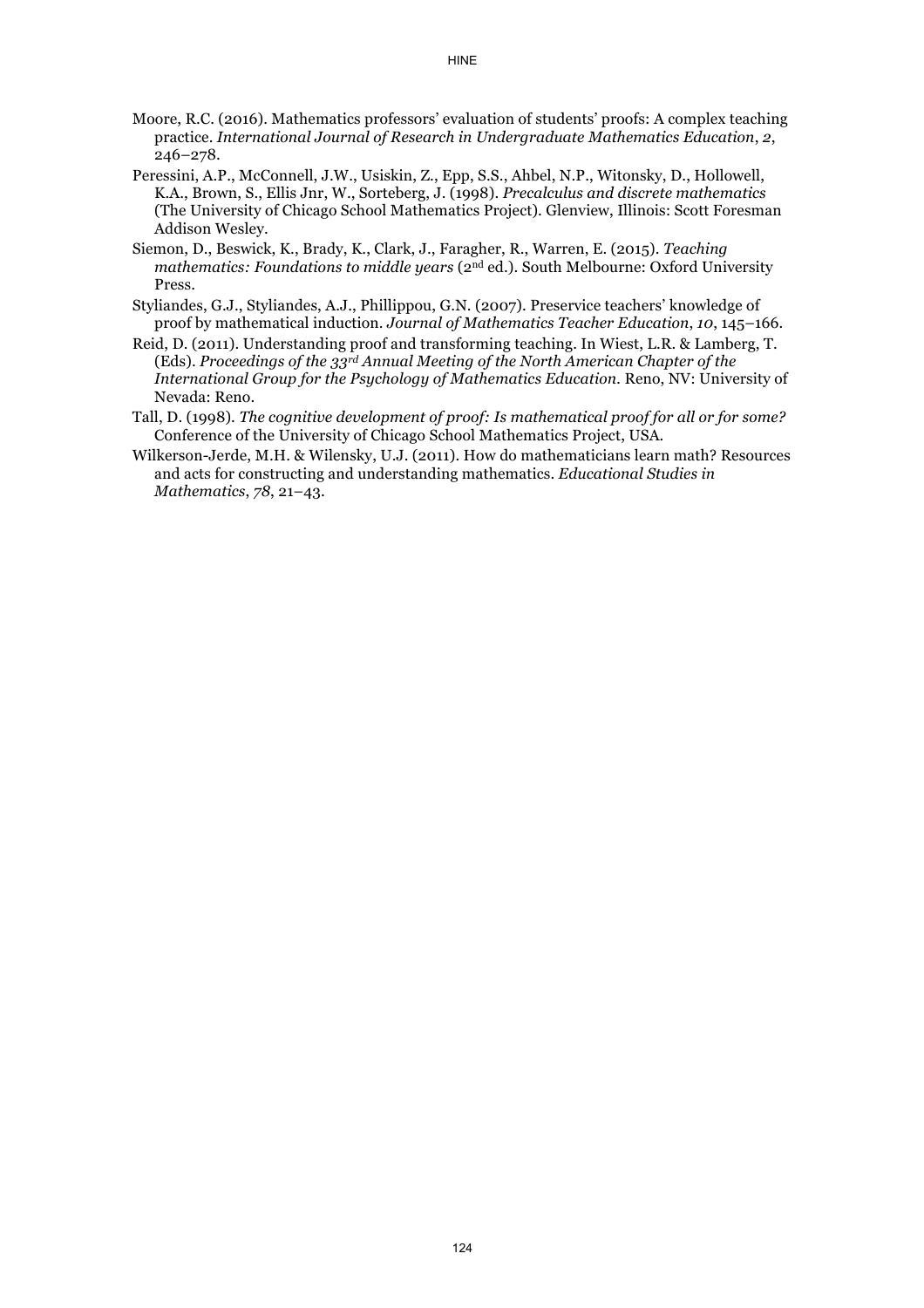Moore, R.C. (2016). Mathematics professors' evaluation of students' proofs: A complex teaching practice. *International Journal of Research in Undergraduate Mathematics Education*, *2*, 246–278.

Peressini, A.P., McConnell, J.W., Usiskin, Z., Epp, S.S., Ahbel, N.P., Witonsky, D., Hollowell, K.A., Brown, S., Ellis Jnr, W., Sorteberg, J. (1998). *Precalculus and discrete mathematics* (The University of Chicago School Mathematics Project). Glenview, Illinois: Scott Foresman Addison Wesley.

Siemon, D., Beswick, K., Brady, K., Clark, J., Faragher, R., Warren, E. (2015). *Teaching mathematics: Foundations to middle years* (2nd ed.). South Melbourne: Oxford University Press.

Styliandes, G.J., Styliandes, A.J., Phillippou, G.N. (2007). Preservice teachers' knowledge of proof by mathematical induction. *Journal of Mathematics Teacher Education*, *10*, 145–166.

Reid, D. (2011). Understanding proof and transforming teaching. In Wiest, L.R. & Lamberg, T. (Eds). *Proceedings of the 33rd Annual Meeting of the North American Chapter of the International Group for the Psychology of Mathematics Education*. Reno, NV: University of Nevada: Reno.

Tall, D. (1998). *The cognitive development of proof: Is mathematical proof for all or for some?* Conference of the University of Chicago School Mathematics Project, USA.

Wilkerson-Jerde, M.H. & Wilensky, U.J. (2011). How do mathematicians learn math? Resources and acts for constructing and understanding mathematics. *Educational Studies in Mathematics*, *78*, 21–43.